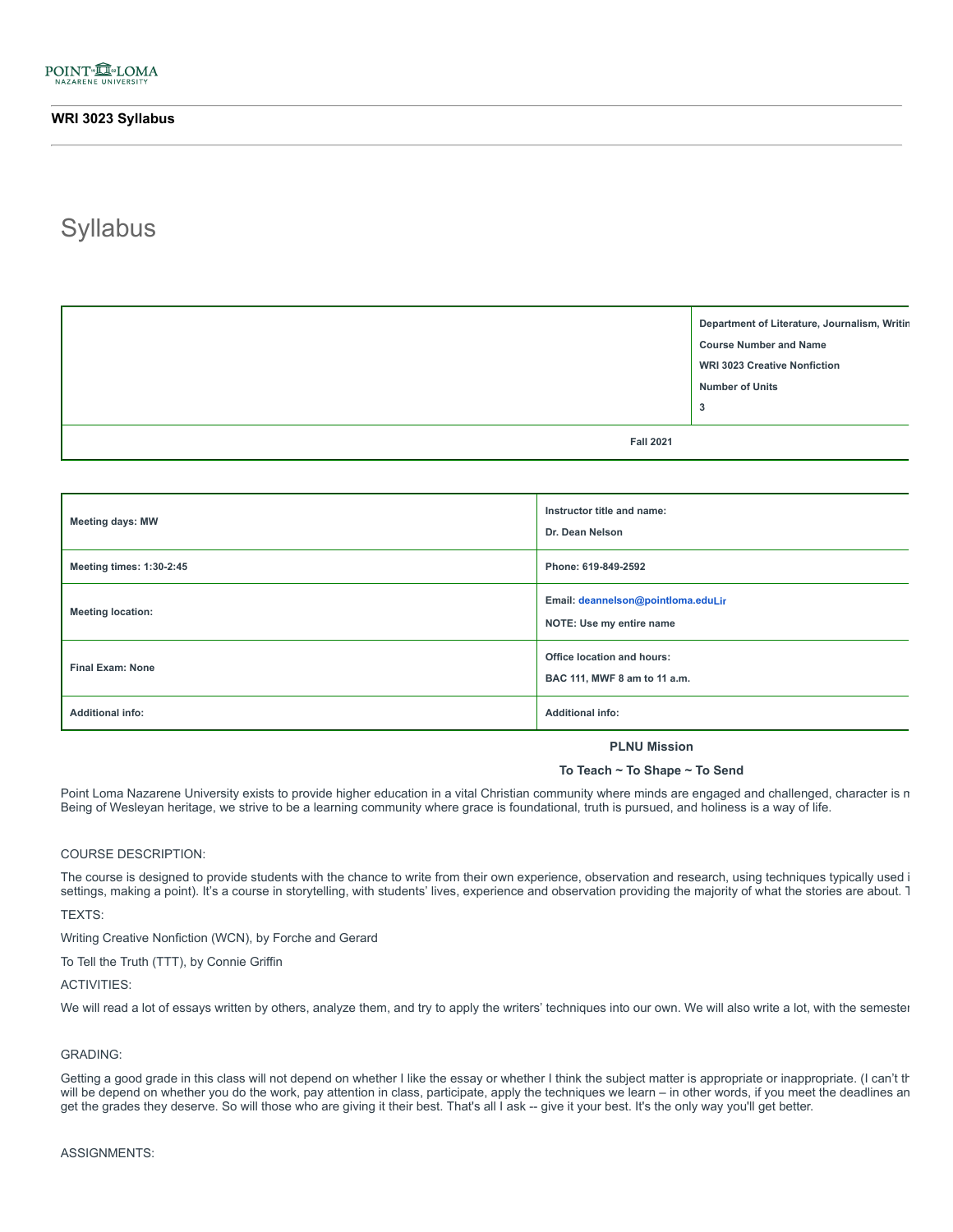**WRI 3023 Syllabus**

# Syllabus

| | Department of Literature, Journalism, Writin |
|---|---|
| | Course Number and Name |
| | WRI 3023 Creative Nonfiction |
| | Number of Units |
| | 3 |
| Fall 2021 | |

| | |
|---|---|
| Meeting days: MW | Instructor title and name: Dr. Dean Nelson |
| Meeting times: 1:30-2:45 | Phone: 619-849-2592 |
| Meeting location: | Email: deannelson@pointloma.eduLir NOTE: Use my entire name |
| Final Exam: None | Office location and hours: BAC 111, MWF 8 am to 11 a.m. |
| Additional info: | Additional info: |

**PLNU Mission**

**To Teach ~ To Shape ~ To Send**

Point Loma Nazarene University exists to provide higher education in a vital Christian community where minds are engaged and challenged, character is n
Being of Wesleyan heritage, we strive to be a learning community where grace is foundational, truth is pursued, and holiness is a way of life.

COURSE DESCRIPTION:

The course is designed to provide students with the chance to write from their own experience, observation and research, using techniques typically used i
settings, making a point). It's a course in storytelling, with students' lives, experience and observation providing the majority of what the stories are about. T

TEXTS:

Writing Creative Nonfiction (WCN), by Forche and Gerard

To Tell the Truth (TTT), by Connie Griffin

ACTIVITIES:

We will read a lot of essays written by others, analyze them, and try to apply the writers' techniques into our own. We will also write a lot, with the semester

GRADING:

Getting a good grade in this class will not depend on whether I like the essay or whether I think the subject matter is appropriate or inappropriate. (I can't th
will be depend on whether you do the work, pay attention in class, participate, apply the techniques we learn – in other words, if you meet the deadlines an
get the grades they deserve. So will those who are giving it their best. That's all I ask -- give it your best. It's the only way you'll get better.

ASSIGNMENTS: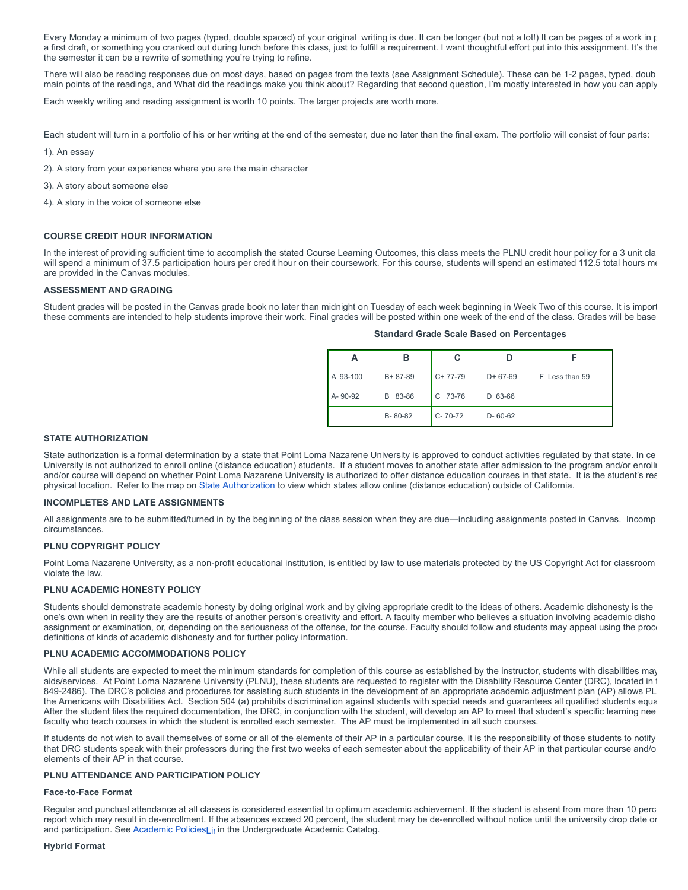Every Monday a minimum of two pages (typed, double spaced) of your original writing is due. It can be longer (but not a lot!) It can be pages of a work in p a first draft, or something you cranked out during lunch before this class, just to fulfill a requirement. I want thoughtful effort put into this assignment. It's the the semester it can be a rewrite of something you're trying to refine.

There will also be reading responses due on most days, based on pages from the texts (see Assignment Schedule). These can be 1-2 pages, typed, doub main points of the readings, and What did the readings make you think about? Regarding that second question, I'm mostly interested in how you can apply

Each weekly writing and reading assignment is worth 10 points. The larger projects are worth more.

Each student will turn in a portfolio of his or her writing at the end of the semester, due no later than the final exam. The portfolio will consist of four parts:

1). An essay

2). A story from your experience where you are the main character

3). A story about someone else

4). A story in the voice of someone else

### COURSE CREDIT HOUR INFORMATION

In the interest of providing sufficient time to accomplish the stated Course Learning Outcomes, this class meets the PLNU credit hour policy for a 3 unit cla will spend a minimum of 37.5 participation hours per credit hour on their coursework. For this course, students will spend an estimated 112.5 total hours m are provided in the Canvas modules.

### ASSESSMENT AND GRADING

Student grades will be posted in the Canvas grade book no later than midnight on Tuesday of each week beginning in Week Two of this course. It is impor these comments are intended to help students improve their work. Final grades will be posted within one week of the end of the class. Grades will be base

**Standard Grade Scale Based on Percentages**

| A | B | C | D | F |
|---|---|---|---|---|
| A 93-100 | B+ 87-89 | C+ 77-79 | D+ 67-69 | F Less than 59 |
| A- 90-92 | B 83-86 | C 73-76 | D 63-66 | |
| | B- 80-82 | C- 70-72 | D- 60-62 | |

### STATE AUTHORIZATION

State authorization is a formal determination by a state that Point Loma Nazarene University is approved to conduct activities regulated by that state. In ce University is not authorized to enroll online (distance education) students. If a student moves to another state after admission to the program and/or enroll and/or course will depend on whether Point Loma Nazarene University is authorized to offer distance education courses in that state. It is the student's res physical location. Refer to the map on State Authorization to view which states allow online (distance education) outside of California.

### INCOMPLETES AND LATE ASSIGNMENTS

All assignments are to be submitted/turned in by the beginning of the class session when they are due—including assignments posted in Canvas. Incomp circumstances.

### PLNU COPYRIGHT POLICY

Point Loma Nazarene University, as a non-profit educational institution, is entitled by law to use materials protected by the US Copyright Act for classroom violate the law.

### PLNU ACADEMIC HONESTY POLICY

Students should demonstrate academic honesty by doing original work and by giving appropriate credit to the ideas of others. Academic dishonesty is the one's own when in reality they are the results of another person's creativity and effort. A faculty member who believes a situation involving academic disho assignment or examination, or, depending on the seriousness of the offense, for the course. Faculty should follow and students may appeal using the proc definitions of kinds of academic dishonesty and for further policy information.

### PLNU ACADEMIC ACCOMMODATIONS POLICY

While all students are expected to meet the minimum standards for completion of this course as established by the instructor, students with disabilities may aids/services. At Point Loma Nazarene University (PLNU), these students are requested to register with the Disability Resource Center (DRC), located in 849-2486). The DRC's policies and procedures for assisting such students in the development of an appropriate academic adjustment plan (AP) allows PL the Americans with Disabilities Act. Section 504 (a) prohibits discrimination against students with special needs and guarantees all qualified students equa After the student files the required documentation, the DRC, in conjunction with the student, will develop an AP to meet that student's specific learning nee faculty who teach courses in which the student is enrolled each semester. The AP must be implemented in all such courses.

If students do not wish to avail themselves of some or all of the elements of their AP in a particular course, it is the responsibility of those students to notify that DRC students speak with their professors during the first two weeks of each semester about the applicability of their AP in that particular course and/o elements of their AP in that course.

### PLNU ATTENDANCE AND PARTICIPATION POLICY

#### Face-to-Face Format

Regular and punctual attendance at all classes is considered essential to optimum academic achievement. If the student is absent from more than 10 perc report which may result in de-enrollment. If the absences exceed 20 percent, the student may be de-enrolled without notice until the university drop date or and participation. See Academic Policies in the Undergraduate Academic Catalog.

#### Hybrid Format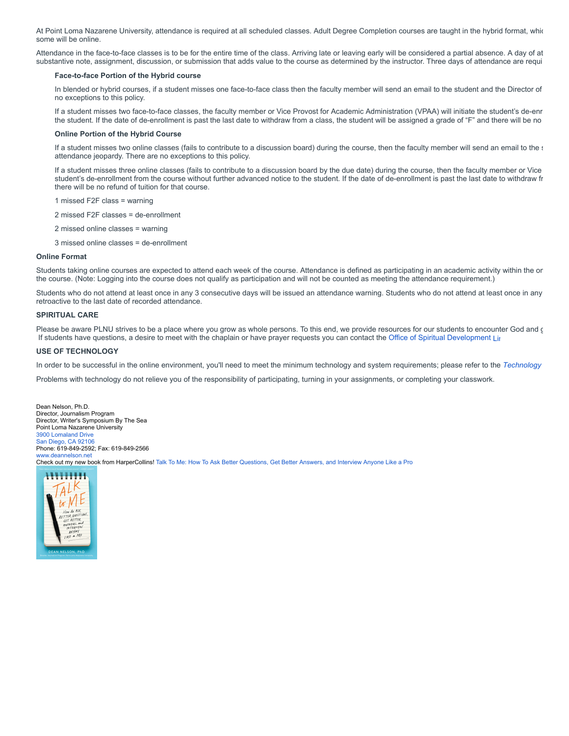At Point Loma Nazarene University, attendance is required at all scheduled classes. Adult Degree Completion courses are taught in the hybrid format, whic some will be online.

Attendance in the face-to-face classes is to be for the entire time of the class. Arriving late or leaving early will be considered a partial absence. A day of at substantive note, assignment, discussion, or submission that adds value to the course as determined by the instructor. Three days of attendance are requi

**Face-to-face Portion of the Hybrid course**

In blended or hybrid courses, if a student misses one face-to-face class then the faculty member will send an email to the student and the Director of no exceptions to this policy.

If a student misses two face-to-face classes, the faculty member or Vice Provost for Academic Administration (VPAA) will initiate the student's de-enr the student. If the date of de-enrollment is past the last date to withdraw from a class, the student will be assigned a grade of "F" and there will be no

**Online Portion of the Hybrid Course**

If a student misses two online classes (fails to contribute to a discussion board) during the course, then the faculty member will send an email to the s attendance jeopardy. There are no exceptions to this policy.

If a student misses three online classes (fails to contribute to a discussion board by the due date) during the course, then the faculty member or Vice student's de-enrollment from the course without further advanced notice to the student. If the date of de-enrollment is past the last date to withdraw fr there will be no refund of tuition for that course.

1 missed F2F class = warning

2 missed F2F classes = de-enrollment

2 missed online classes = warning

3 missed online classes = de-enrollment

**Online Format**

Students taking online courses are expected to attend each week of the course. Attendance is defined as participating in an academic activity within the or the course. (Note: Logging into the course does not qualify as participation and will not be counted as meeting the attendance requirement.)

Students who do not attend at least once in any 3 consecutive days will be issued an attendance warning. Students who do not attend at least once in any retroactive to the last date of recorded attendance.

## SPIRITUAL CARE

Please be aware PLNU strives to be a place where you grow as whole persons. To this end, we provide resources for our students to encounter God and g If students have questions, a desire to meet with the chaplain or have prayer requests you can contact the Office of Spiritual Development Lir

## USE OF TECHNOLOGY

In order to be successful in the online environment, you'll need to meet the minimum technology and system requirements; please refer to the *Technology*

Problems with technology do not relieve you of the responsibility of participating, turning in your assignments, or completing your classwork.

Dean Nelson, Ph.D.
Director, Journalism Program
Director, Writer's Symposium By The Sea
Point Loma Nazarene University
3900 Lomaland Drive
San Diego, CA 92106
Phone: 619-849-2592; Fax: 619-849-2566
www.deannelson.net
Check out my new book from HarperCollins! Talk To Me: How To Ask Better Questions, Get Better Answers, and Interview Anyone Like a Pro